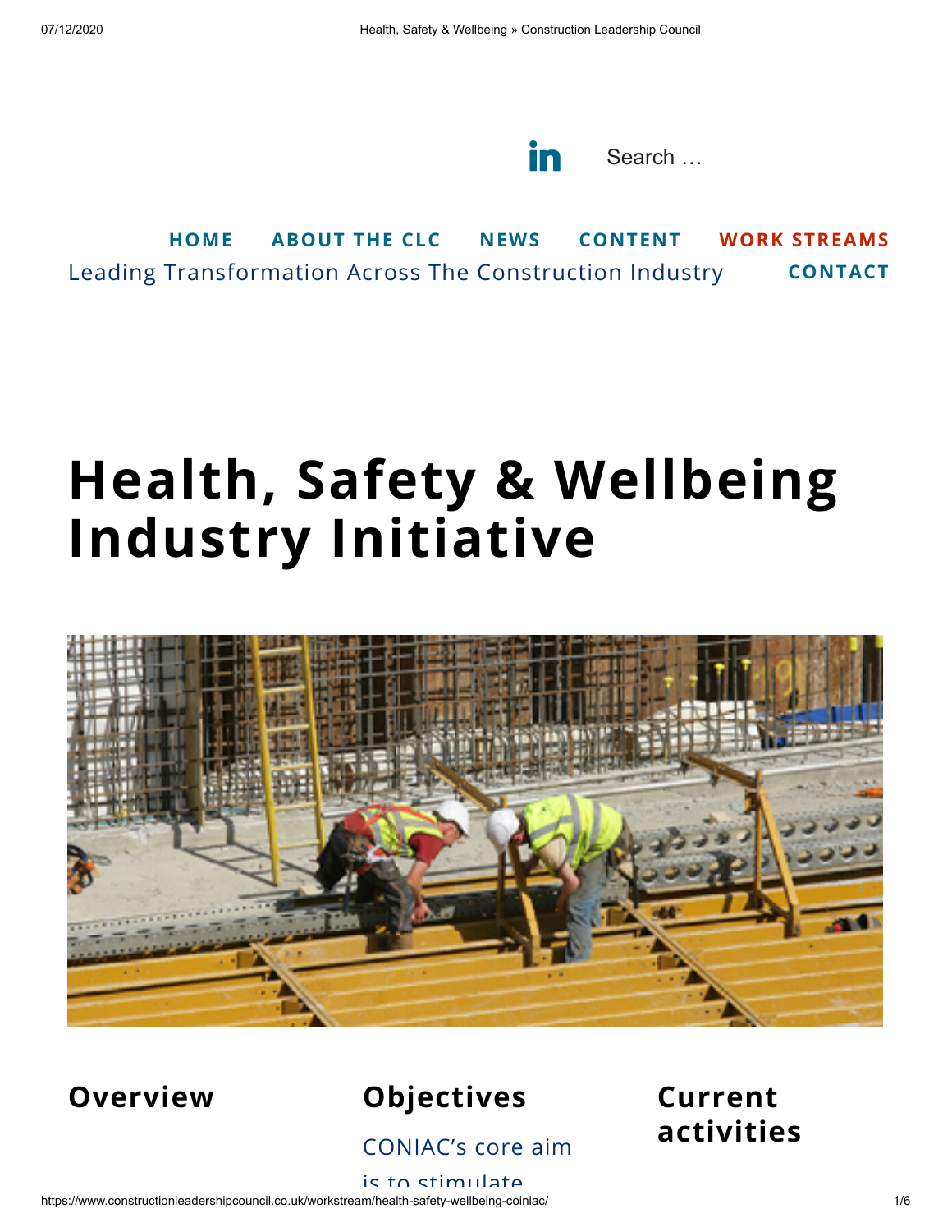Search …

HOME ABOUT THE CLC NEWS CONTENT WORK STREAMS

Leading Transformation Across The Construction Industry CONTACT

# Health, Safety & Wellbeing Industry Initiative

## Overview

## Objectives

CONIAC's core aim is to stimulate

## Current activities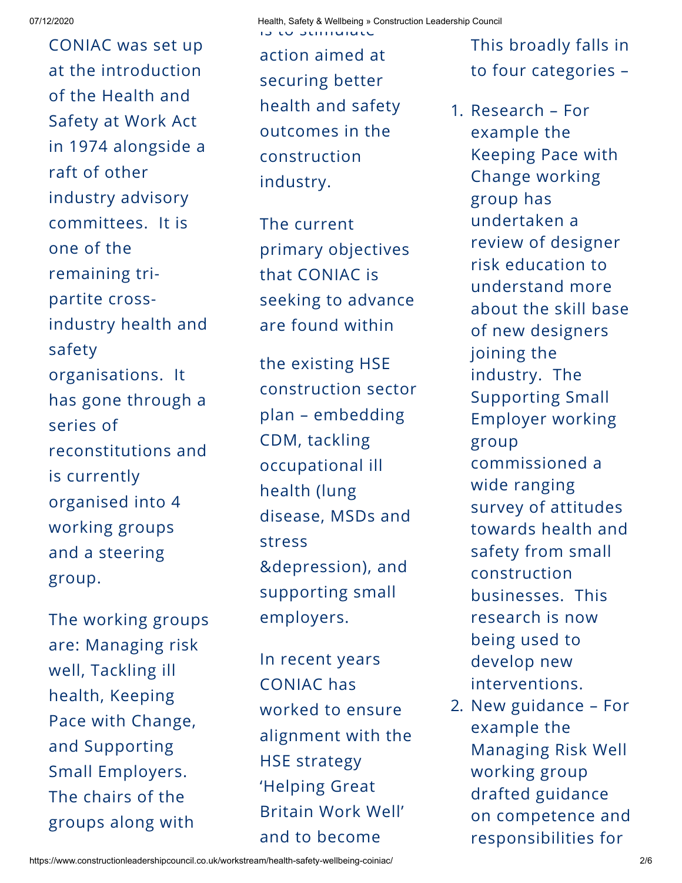CONIAC was set up at the introduction of the Health and Safety at Work Act in 1974 alongside a raft of other industry advisory committees. It is one of the remaining tri-partite cross-industry health and safety organisations. It has gone through a series of reconstitutions and is currently organised into 4 working groups and a steering group.

The working groups are: Managing risk well, Tackling ill health, Keeping Pace with Change, and Supporting Small Employers. The chairs of the groups along with

is to stimulate action aimed at securing better health and safety outcomes in the construction industry.

The current primary objectives that CONIAC is seeking to advance are found within

the existing HSE construction sector plan – embedding CDM, tackling occupational ill health (lung disease, MSDs and stress &depression), and supporting small employers.

In recent years CONIAC has worked to ensure alignment with the HSE strategy 'Helping Great Britain Work Well' and to become

This broadly falls in to four categories –

1. Research – For example the Keeping Pace with Change working group has undertaken a review of designer risk education to understand more about the skill base of new designers joining the industry. The Supporting Small Employer working group commissioned a wide ranging survey of attitudes towards health and safety from small construction businesses. This research is now being used to develop new interventions.
2. New guidance – For example the Managing Risk Well working group drafted guidance on competence and responsibilities for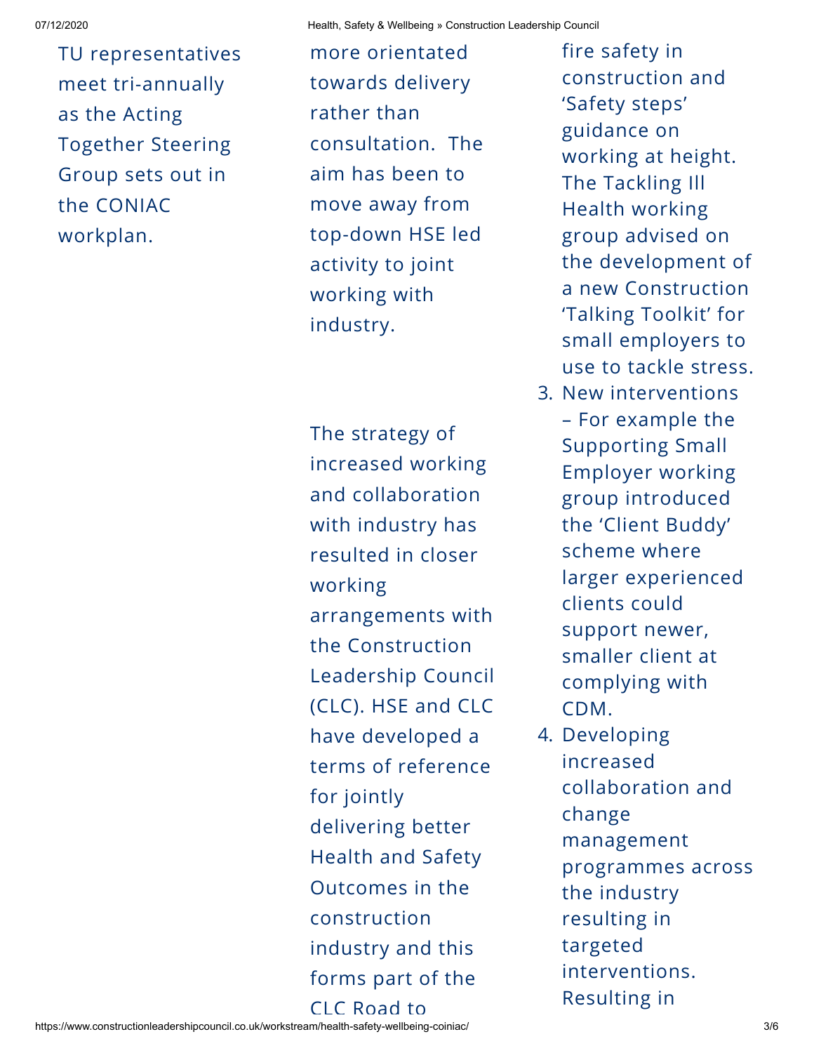TU representatives meet tri-annually as the Acting Together Steering Group sets out in the CONIAC workplan.

more orientated towards delivery rather than consultation. The aim has been to move away from top-down HSE led activity to joint working with industry.

The strategy of increased working and collaboration with industry has resulted in closer working arrangements with the Construction Leadership Council (CLC). HSE and CLC have developed a terms of reference for jointly delivering better Health and Safety Outcomes in the construction industry and this forms part of the CLC Road to

fire safety in construction and 'Safety steps' guidance on working at height. The Tackling Ill Health working group advised on the development of a new Construction 'Talking Toolkit' for small employers to use to tackle stress.

3. New interventions – For example the Supporting Small Employer working group introduced the 'Client Buddy' scheme where larger experienced clients could support newer, smaller client at complying with CDM.
4. Developing increased collaboration and change management programmes across the industry resulting in targeted interventions. Resulting in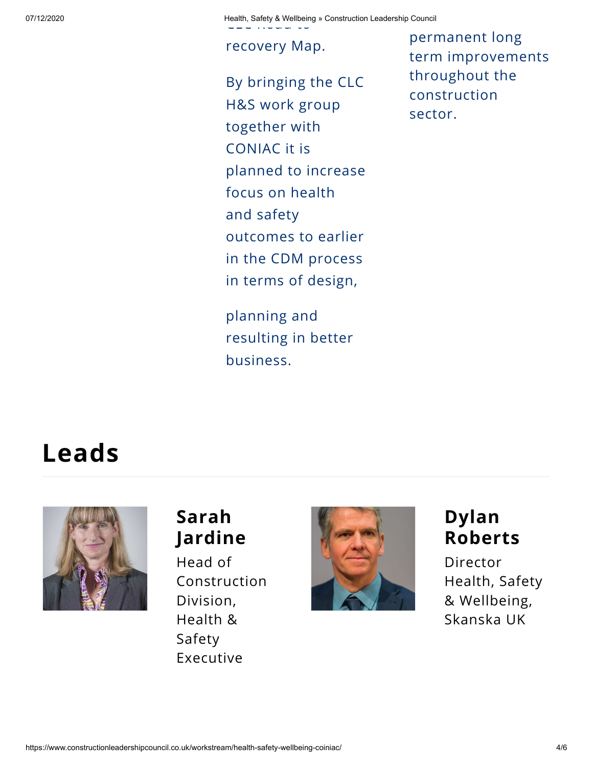recovery Map.

By bringing the CLC H&S work group together with CONIAC it is planned to increase focus on health and safety outcomes to earlier in the CDM process in terms of design,

planning and resulting in better business.

permanent long term improvements throughout the construction sector.

## Leads

**Sarah Jardine**

Head of Construction Division, Health & Safety Executive

**Dylan Roberts**

Director Health, Safety & Wellbeing, Skanska UK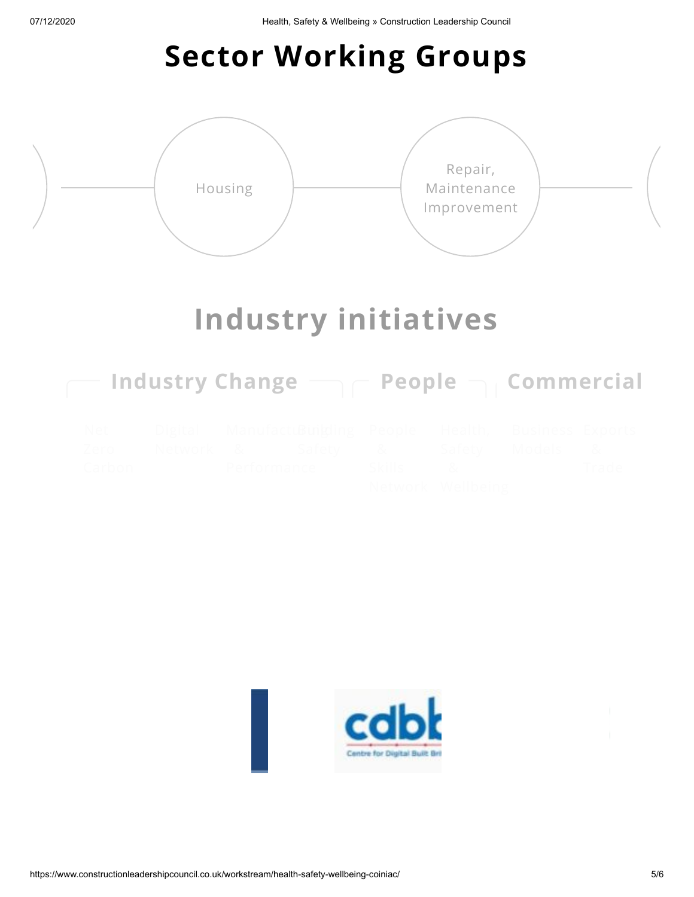# Sector Working Groups

Housing

Repair, Maintenance Improvement

# Industry initiatives

## Industry Change

- Net Zero Carbon
- Digital Network
- Manufacturing & Performance
- Building Safety

## People

- People & Skills Network
- Health Safety & Wellbeing

## Commercial

- Business Models
- Exports & Trade

cdbb

Centre for Digital Built Bri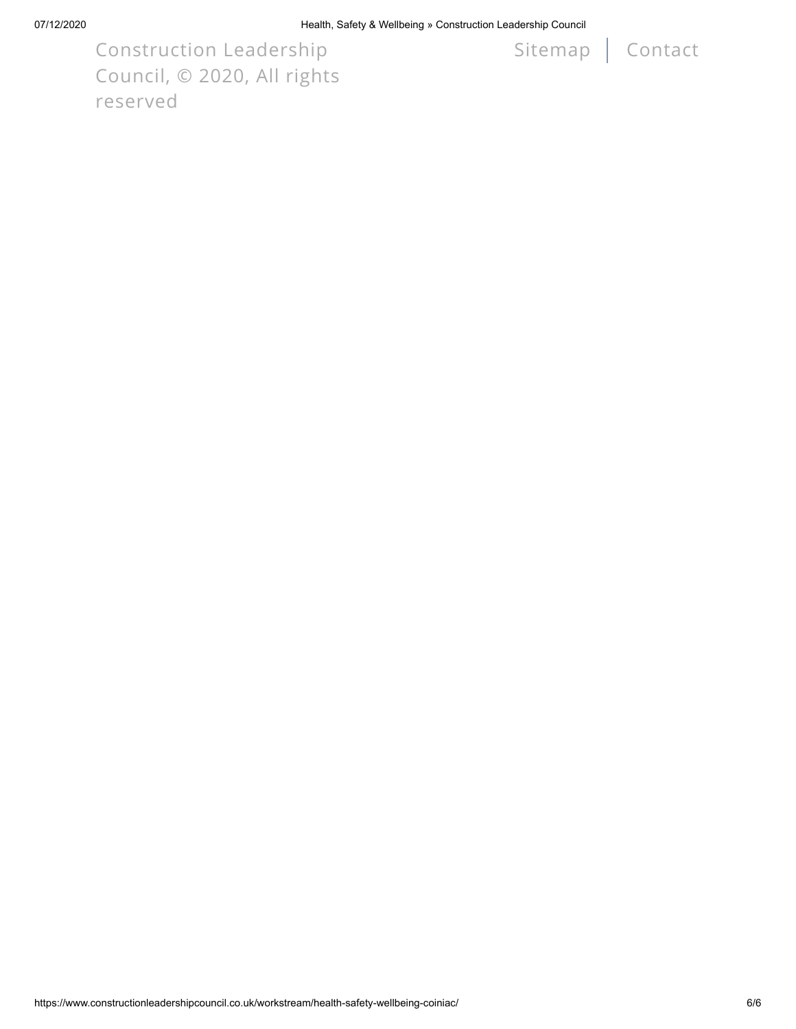Construction Leadership Council, © 2020, All rights reserved

Sitemap | Contact